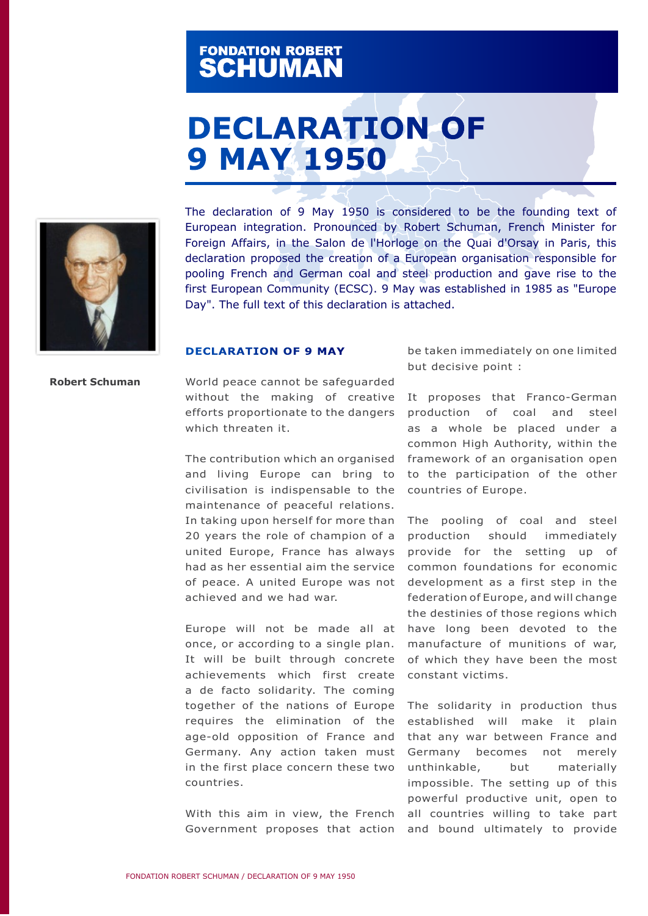FONDATION ROBERT SCHUMAN

# DECLARATION OF 9 MAY 1950

The declaration of 9 May 1950 is considered to be the founding text of European integration. Pronounced by Robert Schuman, French Minister for Foreign Affairs, in the Salon de l'Horloge on the Quai d'Orsay in Paris, this declaration proposed the creation of a European organisation responsible for pooling French and German coal and steel production and gave rise to the first European Community (ECSC). 9 May was established in 1985 as "Europe Day". The full text of this declaration is attached.

**Robert Schuman**

## DECLARATION OF 9 MAY

World peace cannot be safeguarded without the making of creative efforts proportionate to the dangers which threaten it.

The contribution which an organised and living Europe can bring to civilisation is indispensable to the maintenance of peaceful relations. In taking upon herself for more than 20 years the role of champion of a united Europe, France has always had as her essential aim the service of peace. A united Europe was not achieved and we had war.

Europe will not be made all at once, or according to a single plan. It will be built through concrete achievements which first create a de facto solidarity. The coming together of the nations of Europe requires the elimination of the age-old opposition of France and Germany. Any action taken must in the first place concern these two countries.

With this aim in view, the French Government proposes that action be taken immediately on one limited but decisive point :

It proposes that Franco-German production of coal and steel as a whole be placed under a common High Authority, within the framework of an organisation open to the participation of the other countries of Europe.

The pooling of coal and steel production should immediately provide for the setting up of common foundations for economic development as a first step in the federation of Europe, and will change the destinies of those regions which have long been devoted to the manufacture of munitions of war, of which they have been the most constant victims.

The solidarity in production thus established will make it plain that any war between France and Germany becomes not merely unthinkable, but materially impossible. The setting up of this powerful productive unit, open to all countries willing to take part and bound ultimately to provide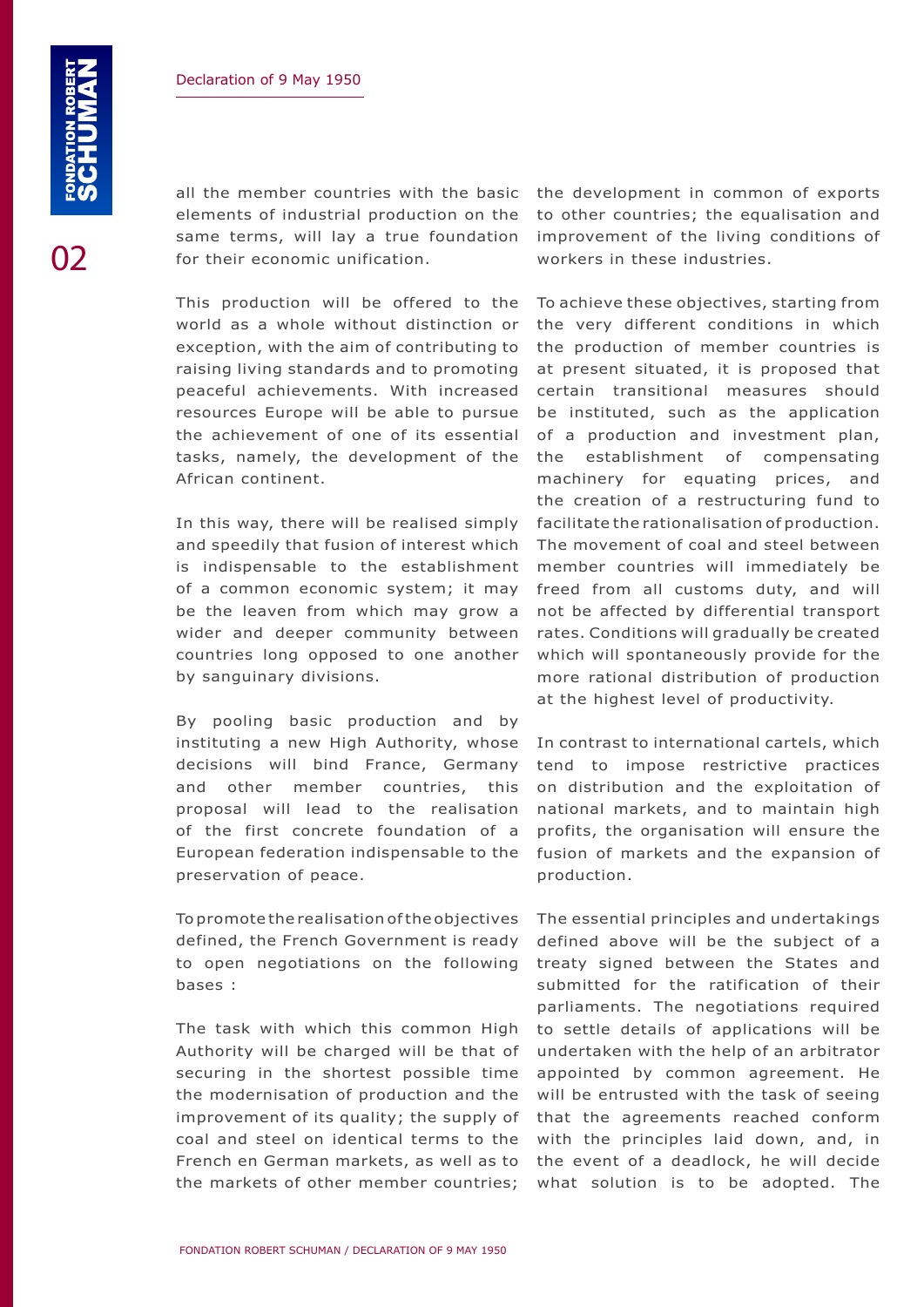all the member countries with the basic elements of industrial production on the same terms, will lay a true foundation for their economic unification.

This production will be offered to the world as a whole without distinction or exception, with the aim of contributing to raising living standards and to promoting peaceful achievements. With increased resources Europe will be able to pursue the achievement of one of its essential tasks, namely, the development of the African continent.

In this way, there will be realised simply and speedily that fusion of interest which is indispensable to the establishment of a common economic system; it may be the leaven from which may grow a wider and deeper community between countries long opposed to one another by sanguinary divisions.

By pooling basic production and by instituting a new High Authority, whose decisions will bind France, Germany and other member countries, this proposal will lead to the realisation of the first concrete foundation of a European federation indispensable to the preservation of peace.

To promote the realisation of the objectives defined, the French Government is ready to open negotiations on the following bases :

The task with which this common High Authority will be charged will be that of securing in the shortest possible time the modernisation of production and the improvement of its quality; the supply of coal and steel on identical terms to the French en German markets, as well as to the markets of other member countries; the development in common of exports to other countries; the equalisation and improvement of the living conditions of workers in these industries.

To achieve these objectives, starting from the very different conditions in which the production of member countries is at present situated, it is proposed that certain transitional measures should be instituted, such as the application of a production and investment plan, the establishment of compensating machinery for equating prices, and the creation of a restructuring fund to facilitate the rationalisation of production. The movement of coal and steel between member countries will immediately be freed from all customs duty, and will not be affected by differential transport rates. Conditions will gradually be created which will spontaneously provide for the more rational distribution of production at the highest level of productivity.

In contrast to international cartels, which tend to impose restrictive practices on distribution and the exploitation of national markets, and to maintain high profits, the organisation will ensure the fusion of markets and the expansion of production.

The essential principles and undertakings defined above will be the subject of a treaty signed between the States and submitted for the ratification of their parliaments. The negotiations required to settle details of applications will be undertaken with the help of an arbitrator appointed by common agreement. He will be entrusted with the task of seeing that the agreements reached conform with the principles laid down, and, in the event of a deadlock, he will decide what solution is to be adopted. The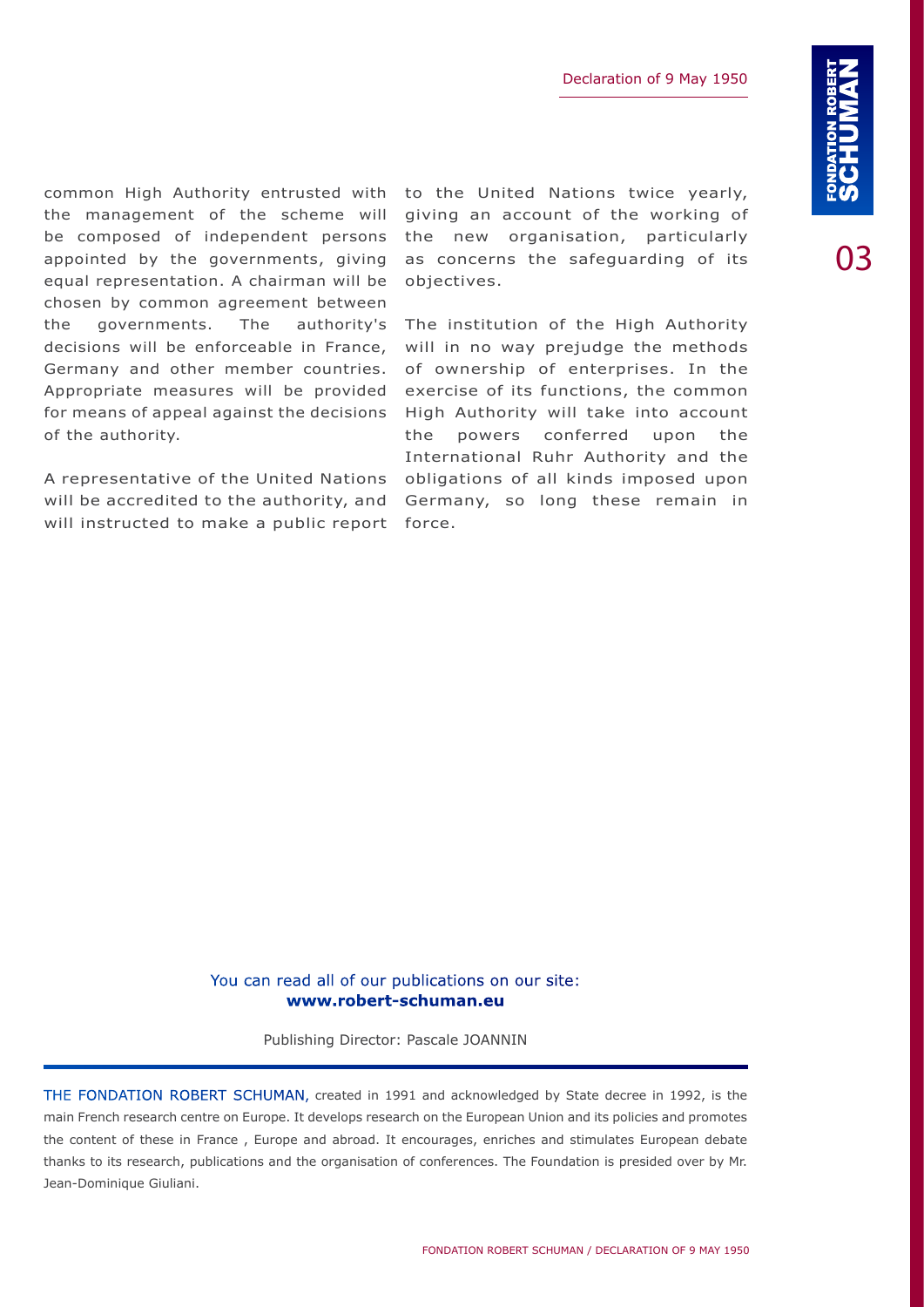common High Authority entrusted with the management of the scheme will be composed of independent persons appointed by the governments, giving equal representation. A chairman will be chosen by common agreement between the governments. The authority's decisions will be enforceable in France, Germany and other member countries. Appropriate measures will be provided for means of appeal against the decisions of the authority.

A representative of the United Nations will be accredited to the authority, and will instructed to make a public report to the United Nations twice yearly, giving an account of the working of the new organisation, particularly as concerns the safeguarding of its objectives.

The institution of the High Authority will in no way prejudge the methods of ownership of enterprises. In the exercise of its functions, the common High Authority will take into account the powers conferred upon the International Ruhr Authority and the obligations of all kinds imposed upon Germany, so long these remain in force.

You can read all of our publications on our site:
**www.robert-schuman.eu**

Publishing Director: Pascale JOANNIN

THE FONDATION ROBERT SCHUMAN, created in 1991 and acknowledged by State decree in 1992, is the main French research centre on Europe. It develops research on the European Union and its policies and promotes the content of these in France , Europe and abroad. It encourages, enriches and stimulates European debate thanks to its research, publications and the organisation of conferences. The Foundation is presided over by Mr. Jean-Dominique Giuliani.